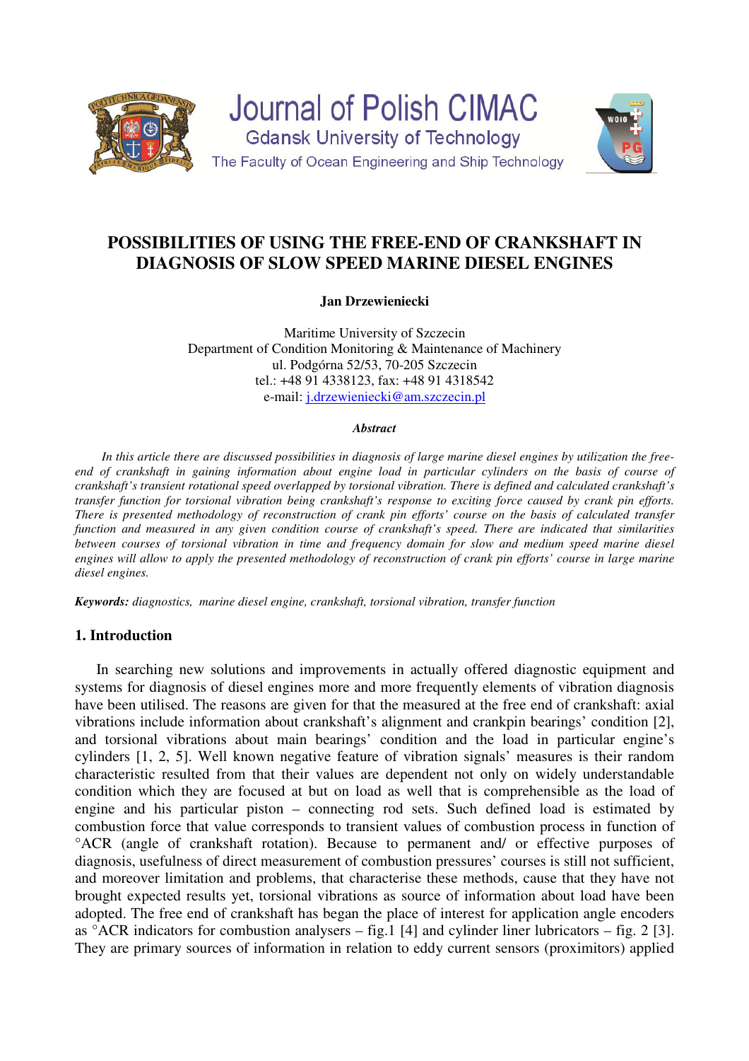Journal of Polish CIMAC

Gdansk University of Technology

The Faculty of Ocean Engineering and Ship Technology

# POSSIBILITIES OF USING THE FREE-END OF CRANKSHAFT IN DIAGNOSIS OF SLOW SPEED MARINE DIESEL ENGINES

**Jan Drzewieniecki**

Maritime University of Szczecin
Department of Condition Monitoring & Maintenance of Machinery
ul. Podgórna 52/53, 70-205 Szczecin
tel.: +48 91 4338123, fax: +48 91 4318542
e-mail: j.drzewieniecki@am.szczecin.pl

***Abstract***

*In this article there are discussed possibilities in diagnosis of large marine diesel engines by utilization the free-end of crankshaft in gaining information about engine load in particular cylinders on the basis of course of crankshaft's transient rotational speed overlapped by torsional vibration. There is defined and calculated crankshaft's transfer function for torsional vibration being crankshaft's response to exciting force caused by crank pin efforts. There is presented methodology of reconstruction of crank pin efforts' course on the basis of calculated transfer function and measured in any given condition course of crankshaft's speed. There are indicated that similarities between courses of torsional vibration in time and frequency domain for slow and medium speed marine diesel engines will allow to apply the presented methodology of reconstruction of crank pin efforts' course in large marine diesel engines.*

***Keywords:*** *diagnostics, marine diesel engine, crankshaft, torsional vibration, transfer function*

## 1. Introduction

In searching new solutions and improvements in actually offered diagnostic equipment and systems for diagnosis of diesel engines more and more frequently elements of vibration diagnosis have been utilised. The reasons are given for that the measured at the free end of crankshaft: axial vibrations include information about crankshaft's alignment and crankpin bearings' condition [2], and torsional vibrations about main bearings' condition and the load in particular engine's cylinders [1, 2, 5]. Well known negative feature of vibration signals' measures is their random characteristic resulted from that their values are dependent not only on widely understandable condition which they are focused at but on load as well that is comprehensible as the load of engine and his particular piston – connecting rod sets. Such defined load is estimated by combustion force that value corresponds to transient values of combustion process in function of °ACR (angle of crankshaft rotation). Because to permanent and/ or effective purposes of diagnosis, usefulness of direct measurement of combustion pressures' courses is still not sufficient, and moreover limitation and problems, that characterise these methods, cause that they have not brought expected results yet, torsional vibrations as source of information about load have been adopted. The free end of crankshaft has began the place of interest for application angle encoders as °ACR indicators for combustion analysers – fig.1 [4] and cylinder liner lubricators – fig. 2 [3]. They are primary sources of information in relation to eddy current sensors (proximitors) applied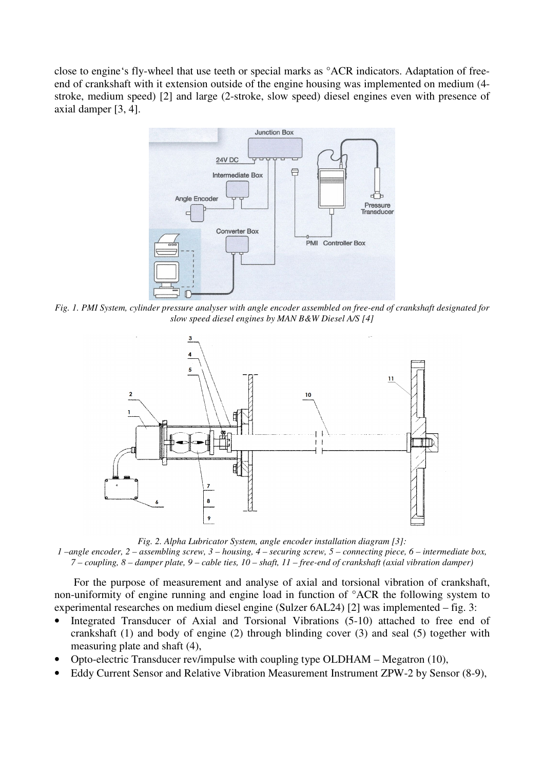close to engine's fly-wheel that use teeth or special marks as °ACR indicators. Adaptation of free-end of crankshaft with it extension outside of the engine housing was implemented on medium (4-stroke, medium speed) [2] and large (2-stroke, slow speed) diesel engines even with presence of axial damper [3, 4].

*Fig. 1. PMI System, cylinder pressure analyser with angle encoder assembled on free-end of crankshaft designated for slow speed diesel engines by MAN B&W Diesel A/S [4]*

*Fig. 2. Alpha Lubricator System, angle encoder installation diagram [3]:*
*1 –angle encoder, 2 – assembling screw, 3 – housing, 4 – securing screw, 5 – connecting piece, 6 – intermediate box, 7 – coupling, 8 – damper plate, 9 – cable ties, 10 – shaft, 11 – free-end of crankshaft (axial vibration damper)*

For the purpose of measurement and analyse of axial and torsional vibration of crankshaft, non-uniformity of engine running and engine load in function of °ACR the following system to experimental researches on medium diesel engine (Sulzer 6AL24) [2] was implemented – fig. 3:

- Integrated Transducer of Axial and Torsional Vibrations (5-10) attached to free end of crankshaft (1) and body of engine (2) through blinding cover (3) and seal (5) together with measuring plate and shaft (4),
- Opto-electric Transducer rev/impulse with coupling type OLDHAM – Megatron (10),
- Eddy Current Sensor and Relative Vibration Measurement Instrument ZPW-2 by Sensor (8-9),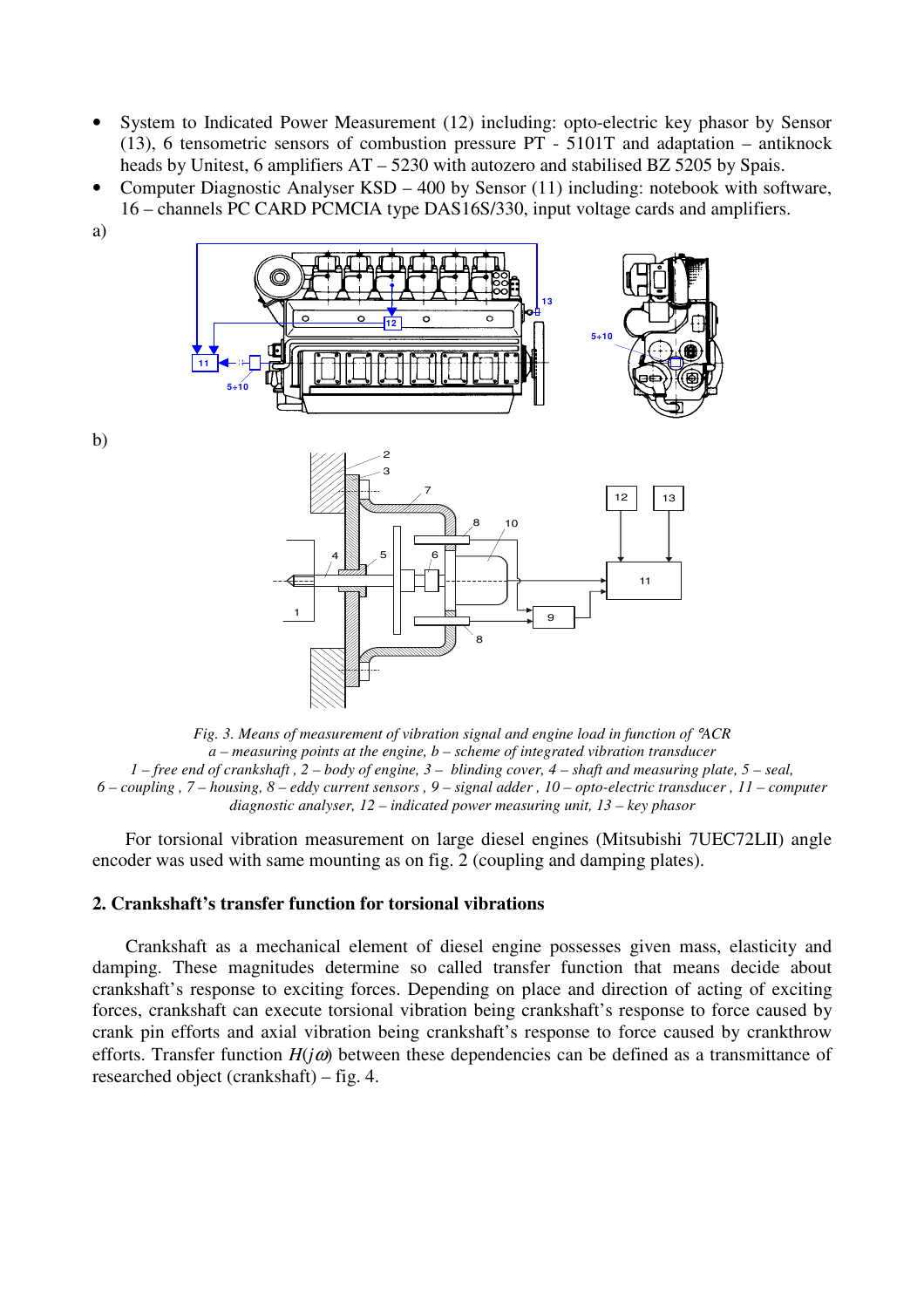- System to Indicated Power Measurement (12) including: opto-electric key phasor by Sensor (13), 6 tensometric sensors of combustion pressure PT - 5101T and adaptation – antiknock heads by Unitest, 6 amplifiers AT – 5230 with autozero and stabilised BZ 5205 by Spais.
- Computer Diagnostic Analyser KSD – 400 by Sensor (11) including: notebook with software, 16 – channels PC CARD PCMCIA type DAS16S/330, input voltage cards and amplifiers.

a)

b)

*Fig. 3. Means of measurement of vibration signal and engine load in function of °ACR*
*a – measuring points at the engine, b – scheme of integrated vibration transducer*
*1 – free end of crankshaft , 2 – body of engine, 3 – blinding cover, 4 – shaft and measuring plate, 5 – seal, 6 – coupling , 7 – housing, 8 – eddy current sensors , 9 – signal adder , 10 – opto-electric transducer , 11 – computer diagnostic analyser, 12 – indicated power measuring unit, 13 – key phasor*

For torsional vibration measurement on large diesel engines (Mitsubishi 7UEC72LII) angle encoder was used with same mounting as on fig. 2 (coupling and damping plates).

## 2. Crankshaft's transfer function for torsional vibrations

Crankshaft as a mechanical element of diesel engine possesses given mass, elasticity and damping. These magnitudes determine so called transfer function that means decide about crankshaft's response to exciting forces. Depending on place and direction of acting of exciting forces, crankshaft can execute torsional vibration being crankshaft's response to force caused by crank pin efforts and axial vibration being crankshaft's response to force caused by crankthrow efforts. Transfer function $H(j\omega)$ between these dependencies can be defined as a transmittance of researched object (crankshaft) – fig. 4.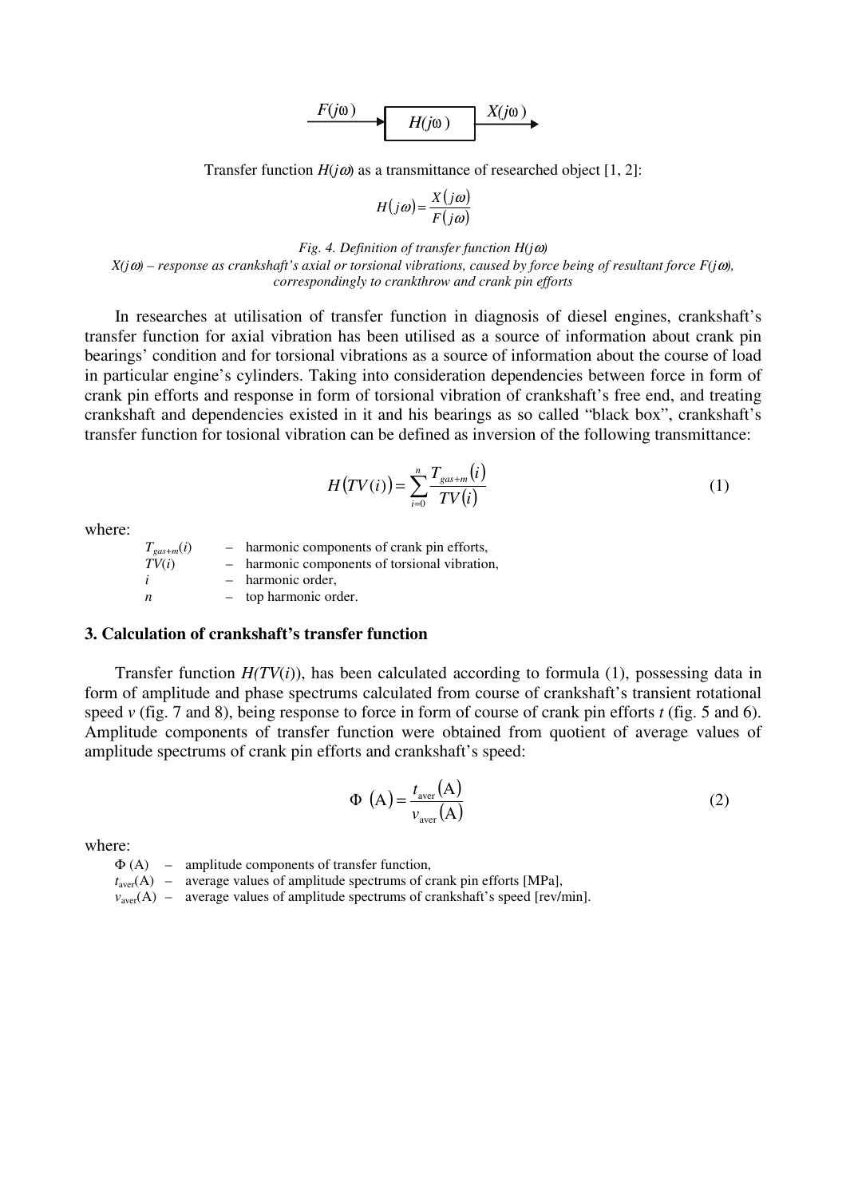$$F(j\omega) \longrightarrow \boxed{H(j\omega)} \longrightarrow X(j\omega)$$

Transfer function $H(j\omega)$ as a transmittance of researched object [1, 2]:

$$H(j\omega) = \frac{X(j\omega)}{F(j\omega)}$$

*Fig. 4. Definition of transfer function $H(j\omega)$*
*$X(j\omega)$ – response as crankshaft's axial or torsional vibrations, caused by force being of resultant force $F(j\omega)$, correspondingly to crankthrow and crank pin efforts*

In researches at utilisation of transfer function in diagnosis of diesel engines, crankshaft's transfer function for axial vibration has been utilised as a source of information about crank pin bearings' condition and for torsional vibrations as a source of information about the course of load in particular engine's cylinders. Taking into consideration dependencies between force in form of crank pin efforts and response in form of torsional vibration of crankshaft's free end, and treating crankshaft and dependencies existed in it and his bearings as so called "black box", crankshaft's transfer function for tosional vibration can be defined as inversion of the following transmittance:

$$H(TV(i)) = \sum_{i=0}^{n} \frac{T_{gas+m}(i)}{TV(i)} \tag{1}$$

where:

- $T_{gas+m}(i)$ – harmonic components of crank pin efforts,
- $TV(i)$ – harmonic components of torsional vibration,
- $i$ – harmonic order,
- $n$ – top harmonic order.

## 3. Calculation of crankshaft's transfer function

Transfer function $H(TV(i))$, has been calculated according to formula (1), possessing data in form of amplitude and phase spectrums calculated from course of crankshaft's transient rotational speed $v$ (fig. 7 and 8), being response to force in form of course of crank pin efforts $t$ (fig. 5 and 6). Amplitude components of transfer function were obtained from quotient of average values of amplitude spectrums of crank pin efforts and crankshaft's speed:

$$\Phi\ (\mathrm{A}) = \frac{t_{\mathrm{aver}}(\mathrm{A})}{v_{\mathrm{aver}}(\mathrm{A})} \tag{2}$$

where:

- $\Phi$ (A) – amplitude components of transfer function,
- $t_{\mathrm{aver}}(\mathrm{A})$ – average values of amplitude spectrums of crank pin efforts [MPa],
- $v_{\mathrm{aver}}(\mathrm{A})$ – average values of amplitude spectrums of crankshaft's speed [rev/min].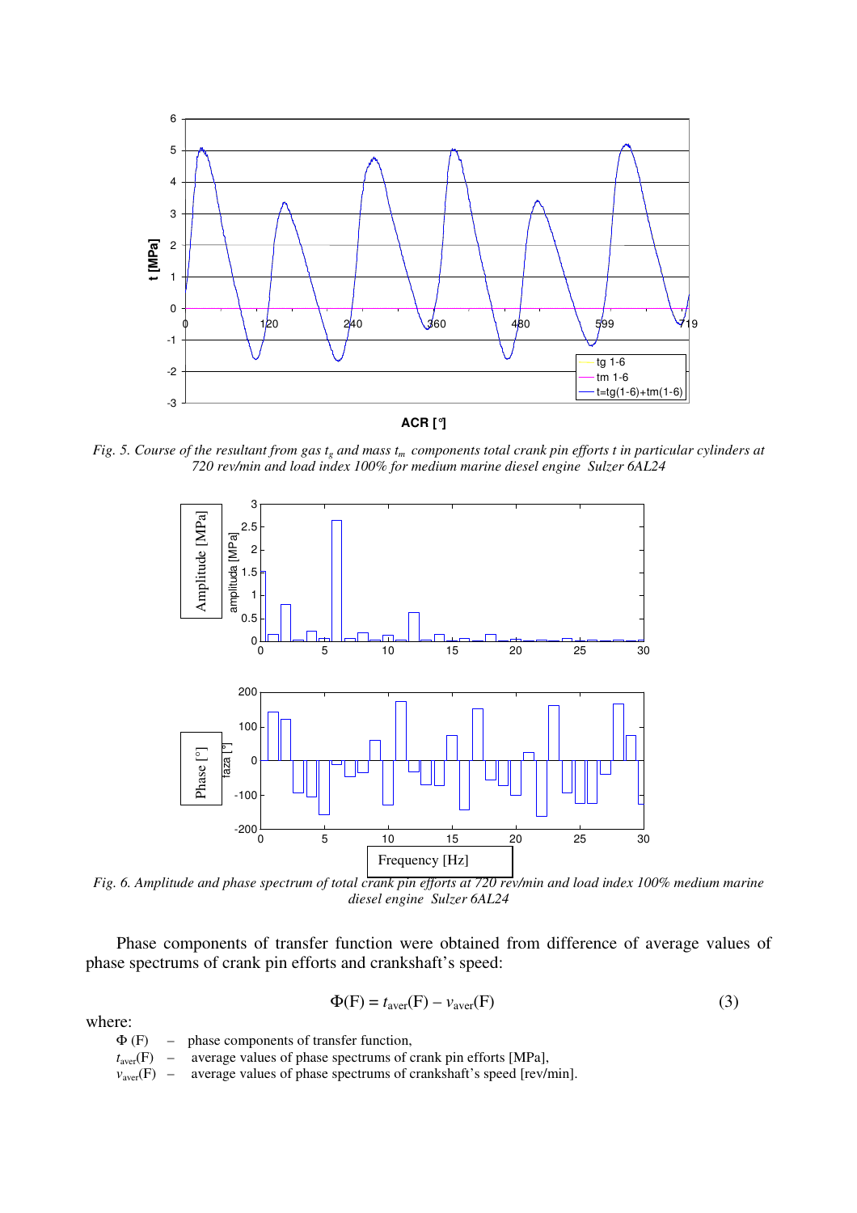*Fig. 5. Course of the resultant from gas $t_g$ and mass $t_m$ components total crank pin efforts t in particular cylinders at 720 rev/min and load index 100% for medium marine diesel engine Sulzer 6AL24*

*Fig. 6. Amplitude and phase spectrum of total crank pin efforts at 720 rev/min and load index 100% medium marine diesel engine Sulzer 6AL24*

Phase components of transfer function were obtained from difference of average values of phase spectrums of crank pin efforts and crankshaft's speed:

$$\Phi(\mathrm{F}) = t_{\mathrm{aver}}(\mathrm{F}) - v_{\mathrm{aver}}(\mathrm{F}) \tag{3}$$

where:

- $\Phi$ (F) – phase components of transfer function,
- $t_{\mathrm{aver}}$(F) – average values of phase spectrums of crank pin efforts [MPa],
- $v_{\mathrm{aver}}$(F) – average values of phase spectrums of crankshaft's speed [rev/min].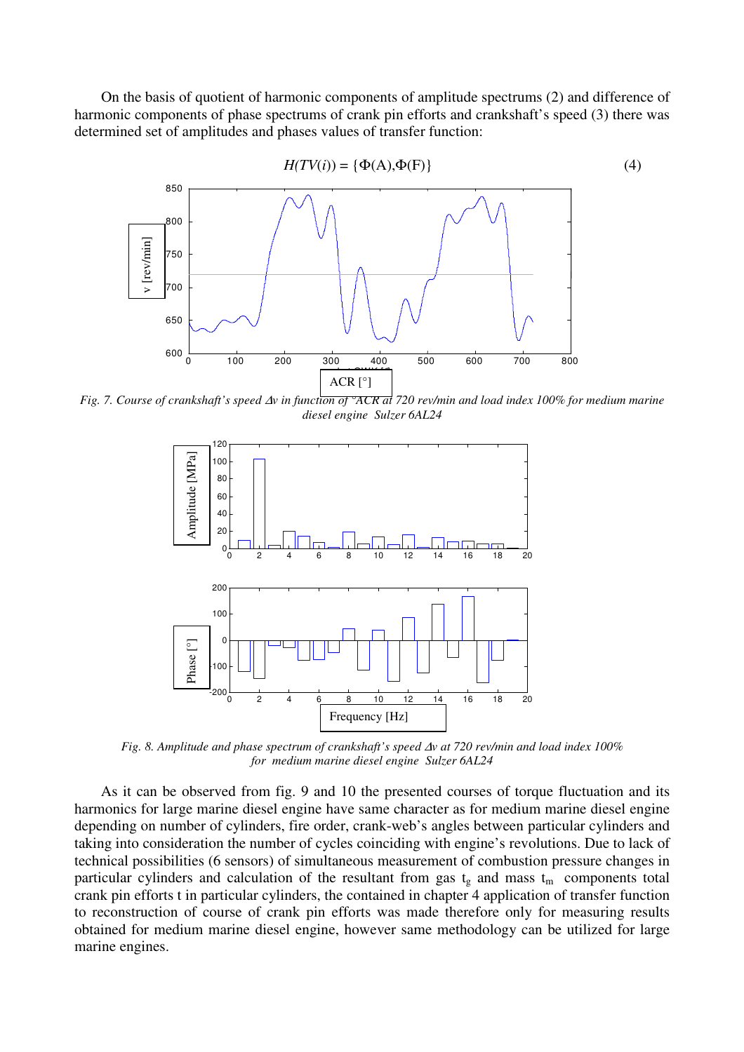On the basis of quotient of harmonic components of amplitude spectrums (2) and difference of harmonic components of phase spectrums of crank pin efforts and crankshaft's speed (3) there was determined set of amplitudes and phases values of transfer function:

$$H(TV(i)) = \{\Phi(A), \Phi(F)\} \tag{4}$$

*Fig. 7. Course of crankshaft's speed $\Delta v$ in function of °ACR at 720 rev/min and load index 100% for medium marine diesel engine Sulzer 6AL24*

*Fig. 8. Amplitude and phase spectrum of crankshaft's speed $\Delta v$ at 720 rev/min and load index 100% for medium marine diesel engine Sulzer 6AL24*

As it can be observed from fig. 9 and 10 the presented courses of torque fluctuation and its harmonics for large marine diesel engine have same character as for medium marine diesel engine depending on number of cylinders, fire order, crank-web's angles between particular cylinders and taking into consideration the number of cycles coinciding with engine's revolutions. Due to lack of technical possibilities (6 sensors) of simultaneous measurement of combustion pressure changes in particular cylinders and calculation of the resultant from gas $t_g$ and mass $t_m$ components total crank pin efforts t in particular cylinders, the contained in chapter 4 application of transfer function to reconstruction of course of crank pin efforts was made therefore only for measuring results obtained for medium marine diesel engine, however same methodology can be utilized for large marine engines.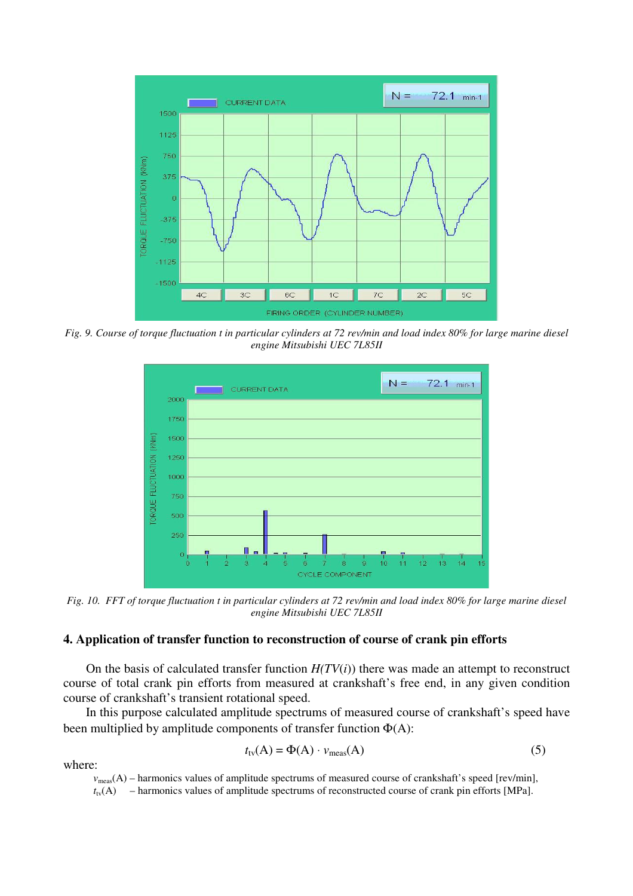*Fig. 9. Course of torque fluctuation t in particular cylinders at 72 rev/min and load index 80% for large marine diesel engine Mitsubishi UEC 7L85II*

*Fig. 10. FFT of torque fluctuation t in particular cylinders at 72 rev/min and load index 80% for large marine diesel engine Mitsubishi UEC 7L85II*

## 4. Application of transfer function to reconstruction of course of crank pin efforts

On the basis of calculated transfer function $H(TV(i))$ there was made an attempt to reconstruct course of total crank pin efforts from measured at crankshaft's free end, in any given condition course of crankshaft's transient rotational speed.

In this purpose calculated amplitude spectrums of measured course of crankshaft's speed have been multiplied by amplitude components of transfer function $\Phi(A)$:

$$t_{tv}(A) = \Phi(A) \cdot v_{meas}(A) \tag{5}$$

where:

$v_{meas}(A)$ – harmonics values of amplitude spectrums of measured course of crankshaft's speed [rev/min],

$t_{tv}(A)$ – harmonics values of amplitude spectrums of reconstructed course of crank pin efforts [MPa].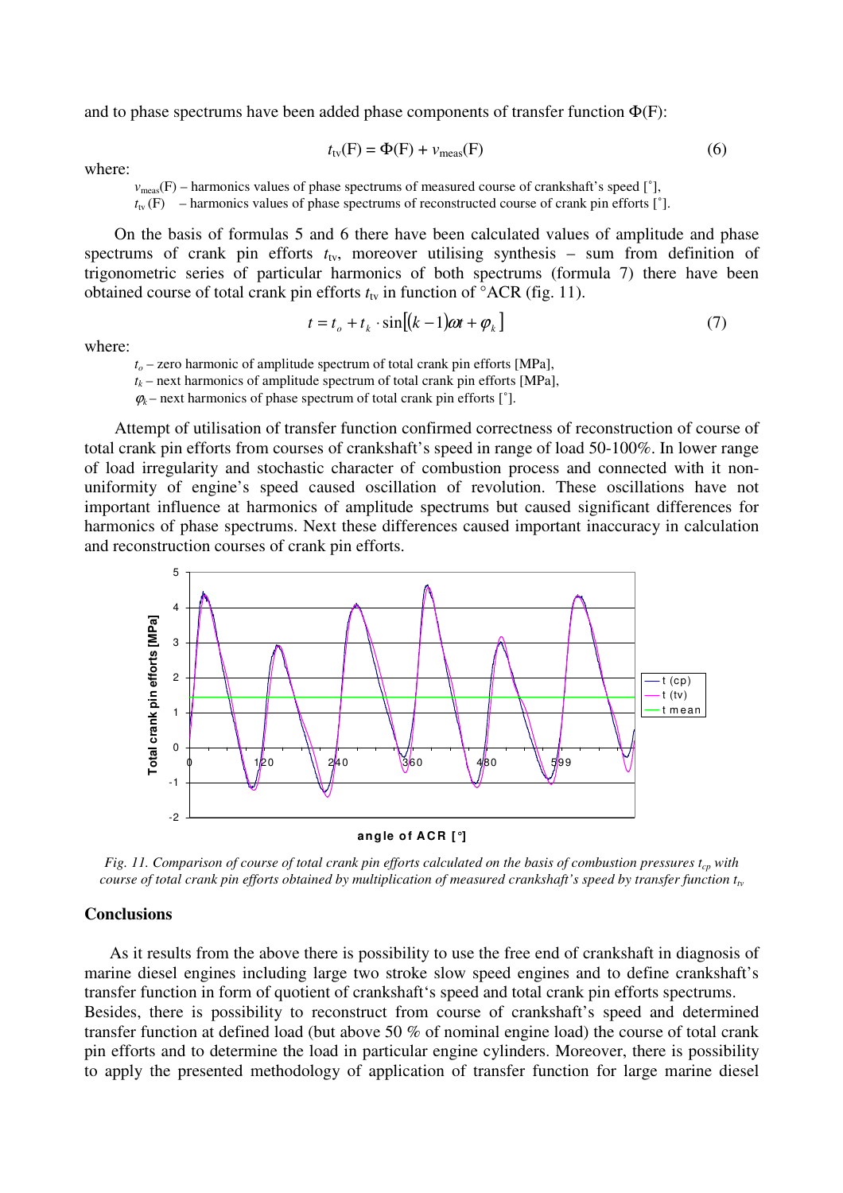and to phase spectrums have been added phase components of transfer function Φ(F):

$$t_{tv}(F) = \Phi(F) + v_{meas}(F) \tag{6}$$

where:

$v_{meas}(F)$ – harmonics values of phase spectrums of measured course of crankshaft's speed [˚],
$t_{tv}(F)$ – harmonics values of phase spectrums of reconstructed course of crank pin efforts [˚].

On the basis of formulas 5 and 6 there have been calculated values of amplitude and phase spectrums of crank pin efforts $t_{tv}$, moreover utilising synthesis – sum from definition of trigonometric series of particular harmonics of both spectrums (formula 7) there have been obtained course of total crank pin efforts $t_{tv}$ in function of °ACR (fig. 11).

$$t = t_o + t_k \cdot \sin[(k-1)\omega t + \varphi_k] \tag{7}$$

where:

$t_o$ – zero harmonic of amplitude spectrum of total crank pin efforts [MPa],
$t_k$ – next harmonics of amplitude spectrum of total crank pin efforts [MPa],
$\varphi_k$ – next harmonics of phase spectrum of total crank pin efforts [˚].

Attempt of utilisation of transfer function confirmed correctness of reconstruction of course of total crank pin efforts from courses of crankshaft's speed in range of load 50-100%. In lower range of load irregularity and stochastic character of combustion process and connected with it non-uniformity of engine's speed caused oscillation of revolution. These oscillations have not important influence at harmonics of amplitude spectrums but caused significant differences for harmonics of phase spectrums. Next these differences caused important inaccuracy in calculation and reconstruction courses of crank pin efforts.

*Fig. 11. Comparison of course of total crank pin efforts calculated on the basis of combustion pressures $t_{cp}$ with course of total crank pin efforts obtained by multiplication of measured crankshaft's speed by transfer function $t_{tv}$*

## Conclusions

As it results from the above there is possibility to use the free end of crankshaft in diagnosis of marine diesel engines including large two stroke slow speed engines and to define crankshaft's transfer function in form of quotient of crankshaft's speed and total crank pin efforts spectrums. Besides, there is possibility to reconstruct from course of crankshaft's speed and determined transfer function at defined load (but above 50 % of nominal engine load) the course of total crank pin efforts and to determine the load in particular engine cylinders. Moreover, there is possibility to apply the presented methodology of application of transfer function for large marine diesel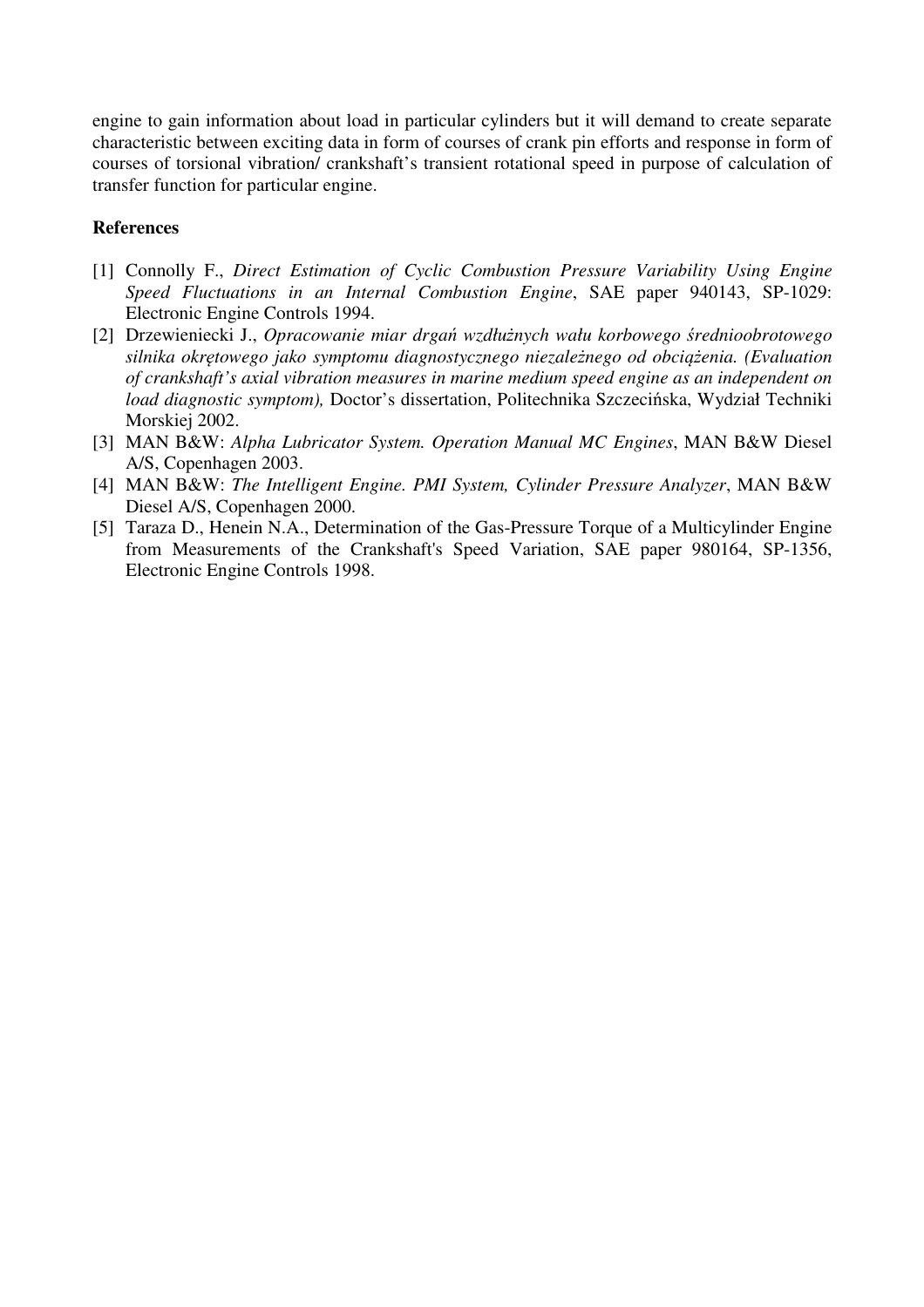engine to gain information about load in particular cylinders but it will demand to create separate characteristic between exciting data in form of courses of crank pin efforts and response in form of courses of torsional vibration/ crankshaft's transient rotational speed in purpose of calculation of transfer function for particular engine.

**References**

[1] Connolly F., *Direct Estimation of Cyclic Combustion Pressure Variability Using Engine Speed Fluctuations in an Internal Combustion Engine*, SAE paper 940143, SP-1029: Electronic Engine Controls 1994.

[2] Drzewieniecki J., *Opracowanie miar drgań wzdłużnych wału korbowego średnioobrotowego silnika okrętowego jako symptomu diagnostycznego niezależnego od obciążenia. (Evaluation of crankshaft's axial vibration measures in marine medium speed engine as an independent on load diagnostic symptom),* Doctor's dissertation, Politechnika Szczecińska, Wydział Techniki Morskiej 2002.

[3] MAN B&W: *Alpha Lubricator System. Operation Manual MC Engines*, MAN B&W Diesel A/S, Copenhagen 2003.

[4] MAN B&W: *The Intelligent Engine. PMI System, Cylinder Pressure Analyzer*, MAN B&W Diesel A/S, Copenhagen 2000.

[5] Taraza D., Henein N.A., Determination of the Gas-Pressure Torque of a Multicylinder Engine from Measurements of the Crankshaft's Speed Variation, SAE paper 980164, SP-1356, Electronic Engine Controls 1998.